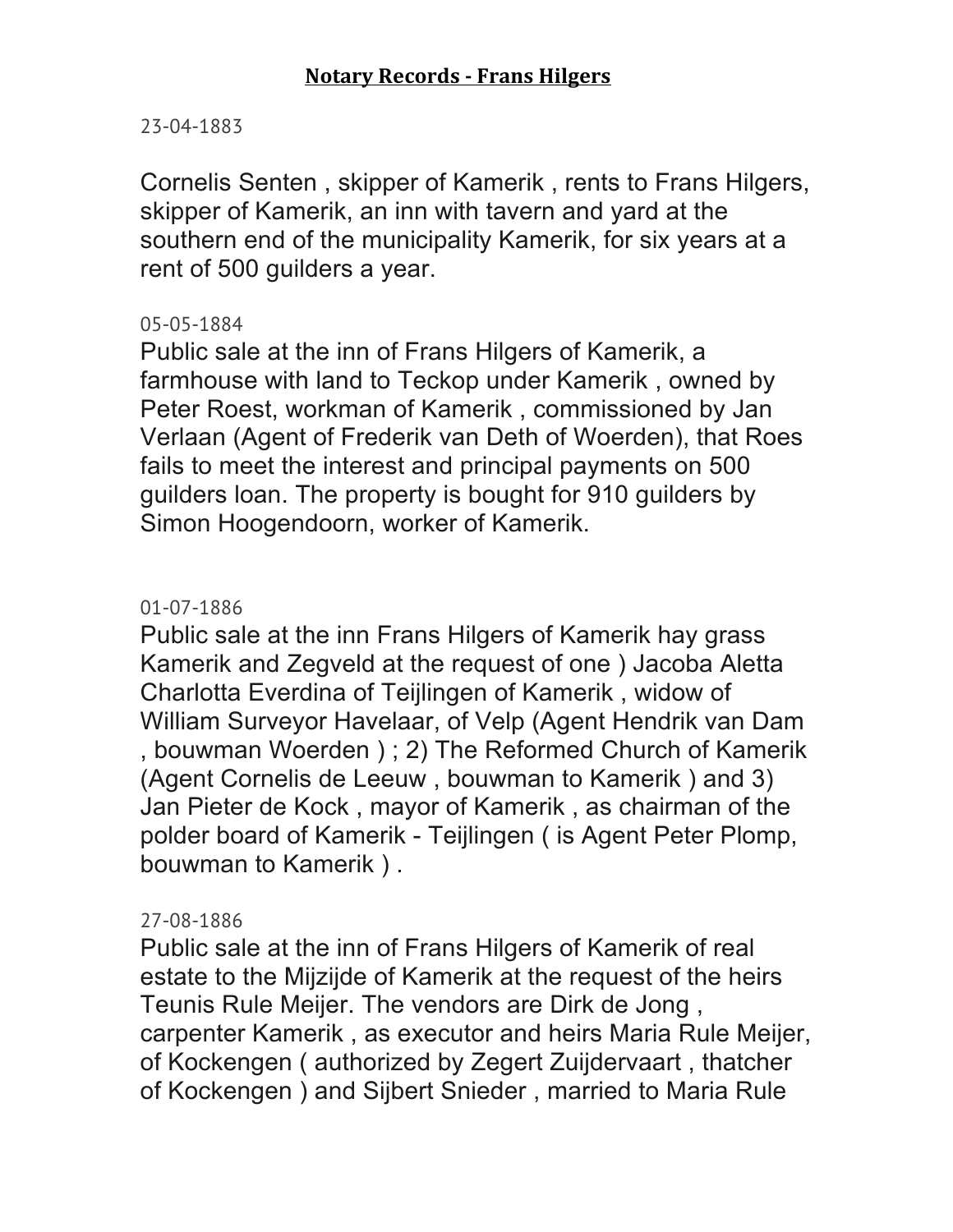# **Notary Records - Frans Hilgers**

23-04-1883

Cornelis Senten , skipper of Kamerik , rents to Frans Hilgers, skipper of Kamerik, an inn with tavern and yard at the southern end of the municipality Kamerik, for six years at a rent of 500 guilders a year.

05-05-1884

Public sale at the inn of Frans Hilgers of Kamerik, a farmhouse with land to Teckop under Kamerik , owned by Peter Roest, workman of Kamerik , commissioned by Jan Verlaan (Agent of Frederik van Deth of Woerden), that Roes fails to meet the interest and principal payments on 500 guilders loan. The property is bought for 910 guilders by Simon Hoogendoorn, worker of Kamerik.

01-07-1886

Public sale at the inn Frans Hilgers of Kamerik hay grass Kamerik and Zegveld at the request of one ) Jacoba Aletta Charlotta Everdina of Teijlingen of Kamerik , widow of William Surveyor Havelaar, of Velp (Agent Hendrik van Dam , bouwman Woerden ) ; 2) The Reformed Church of Kamerik (Agent Cornelis de Leeuw , bouwman to Kamerik ) and 3) Jan Pieter de Kock , mayor of Kamerik , as chairman of the polder board of Kamerik - Teijlingen ( is Agent Peter Plomp, bouwman to Kamerik ) .

27-08-1886

Public sale at the inn of Frans Hilgers of Kamerik of real estate to the Mijzijde of Kamerik at the request of the heirs Teunis Rule Meijer. The vendors are Dirk de Jong , carpenter Kamerik , as executor and heirs Maria Rule Meijer, of Kockengen ( authorized by Zegert Zuijdervaart , thatcher of Kockengen ) and Sijbert Snieder , married to Maria Rule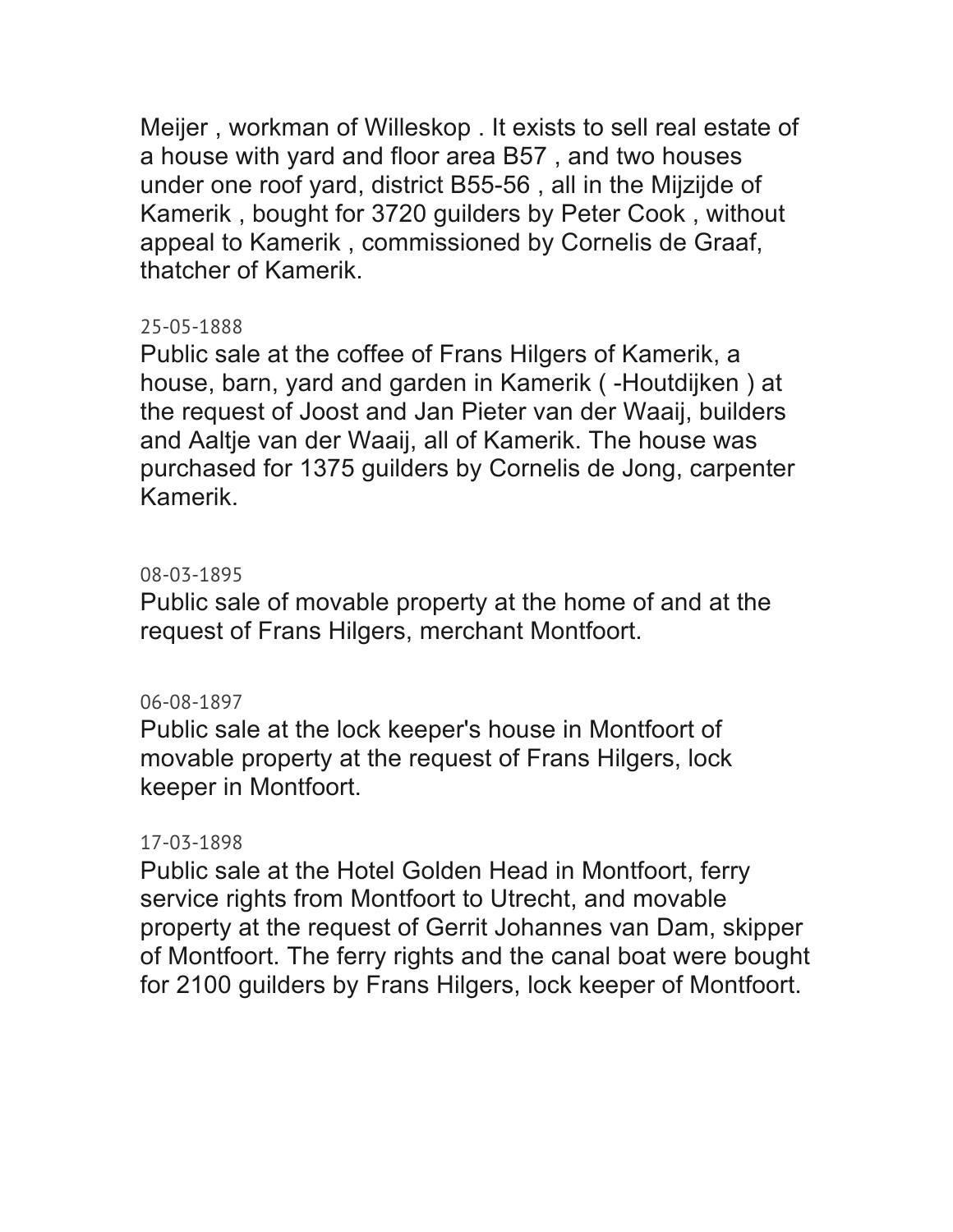Meijer , workman of Willeskop . It exists to sell real estate of a house with yard and floor area B57 , and two houses under one roof yard, district B55-56 , all in the Mijzijde of Kamerik , bought for 3720 guilders by Peter Cook , without appeal to Kamerik , commissioned by Cornelis de Graaf, thatcher of Kamerik.

25-05-1888

Public sale at the coffee of Frans Hilgers of Kamerik, a house, barn, yard and garden in Kamerik ( -Houtdijken ) at the request of Joost and Jan Pieter van der Waaij, builders and Aaltje van der Waaij, all of Kamerik. The house was purchased for 1375 guilders by Cornelis de Jong, carpenter Kamerik.

08-03-1895

Public sale of movable property at the home of and at the request of Frans Hilgers, merchant Montfoort.

06-08-1897

Public sale at the lock keeper's house in Montfoort of movable property at the request of Frans Hilgers, lock keeper in Montfoort.

17-03-1898

Public sale at the Hotel Golden Head in Montfoort, ferry service rights from Montfoort to Utrecht, and movable property at the request of Gerrit Johannes van Dam, skipper of Montfoort. The ferry rights and the canal boat were bought for 2100 guilders by Frans Hilgers, lock keeper of Montfoort.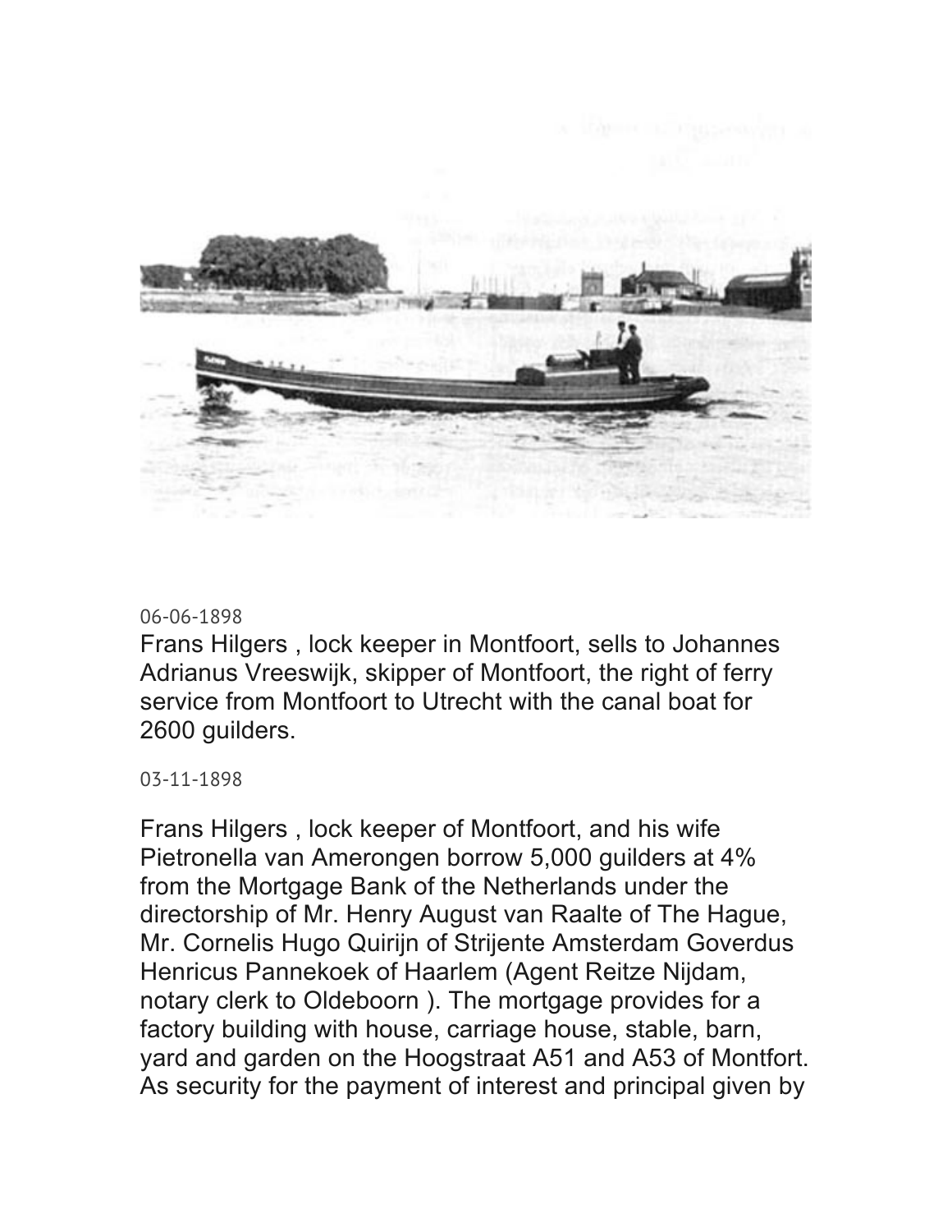06-06-1898

Frans Hilgers , lock keeper in Montfoort, sells to Johannes Adrianus Vreeswijk, skipper of Montfoort, the right of ferry service from Montfoort to Utrecht with the canal boat for 2600 guilders.

03-11-1898

Frans Hilgers , lock keeper of Montfoort, and his wife Pietronella van Amerongen borrow 5,000 guilders at 4% from the Mortgage Bank of the Netherlands under the directorship of Mr. Henry August van Raalte of The Hague, Mr. Cornelis Hugo Quirijn of Strijente Amsterdam Goverdus Henricus Pannekoek of Haarlem (Agent Reitze Nijdam, notary clerk to Oldeboorn ). The mortgage provides for a factory building with house, carriage house, stable, barn, yard and garden on the Hoogstraat A51 and A53 of Montfort. As security for the payment of interest and principal given by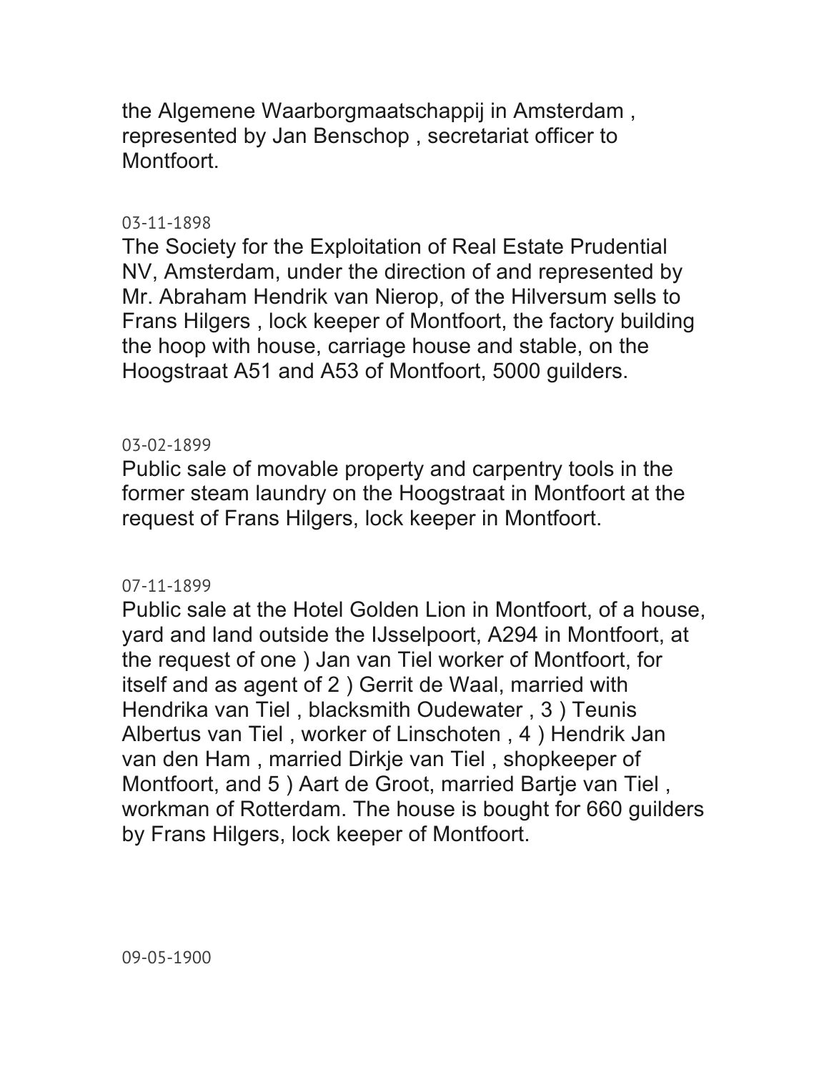the Algemene Waarborgmaatschappij in Amsterdam , represented by Jan Benschop , secretariat officer to Montfoort.

03-11-1898

The Society for the Exploitation of Real Estate Prudential NV, Amsterdam, under the direction of and represented by Mr. Abraham Hendrik van Nierop, of the Hilversum sells to Frans Hilgers , lock keeper of Montfoort, the factory building the hoop with house, carriage house and stable, on the Hoogstraat A51 and A53 of Montfoort, 5000 guilders.

03-02-1899

Public sale of movable property and carpentry tools in the former steam laundry on the Hoogstraat in Montfoort at the request of Frans Hilgers, lock keeper in Montfoort.

07-11-1899

Public sale at the Hotel Golden Lion in Montfoort, of a house, yard and land outside the IJsselpoort, A294 in Montfoort, at the request of one ) Jan van Tiel worker of Montfoort, for itself and as agent of 2 ) Gerrit de Waal, married with Hendrika van Tiel , blacksmith Oudewater , 3 ) Teunis Albertus van Tiel , worker of Linschoten , 4 ) Hendrik Jan van den Ham , married Dirkje van Tiel , shopkeeper of Montfoort, and 5 ) Aart de Groot, married Bartje van Tiel , workman of Rotterdam. The house is bought for 660 guilders by Frans Hilgers, lock keeper of Montfoort.

09-05-1900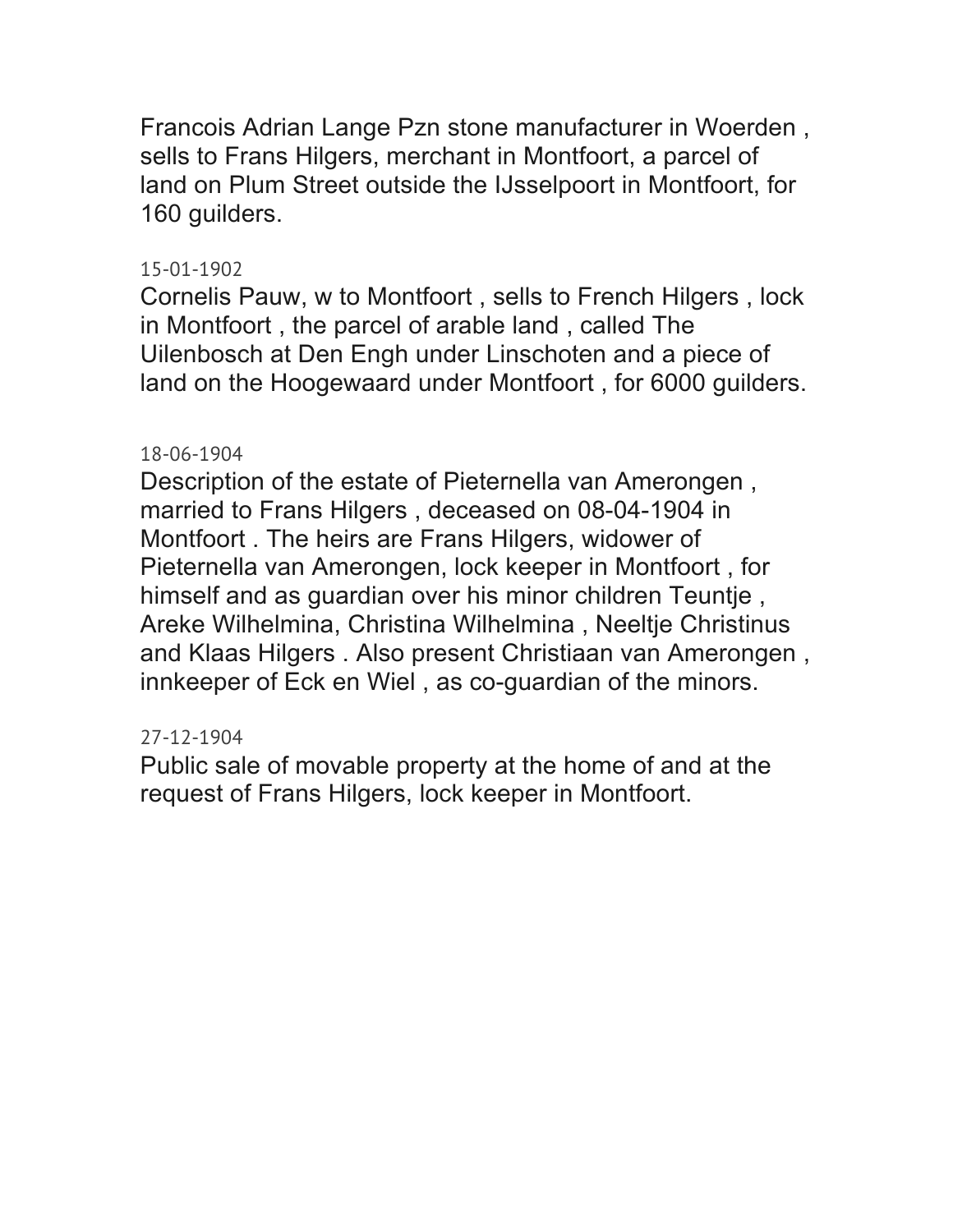Francois Adrian Lange Pzn stone manufacturer in Woerden , sells to Frans Hilgers, merchant in Montfoort, a parcel of land on Plum Street outside the IJsselpoort in Montfoort, for 160 guilders.

15-01-1902

Cornelis Pauw, w to Montfoort , sells to French Hilgers , lock in Montfoort , the parcel of arable land , called The Uilenbosch at Den Engh under Linschoten and a piece of land on the Hoogewaard under Montfoort , for 6000 guilders.

18-06-1904

Description of the estate of Pieternella van Amerongen , married to Frans Hilgers , deceased on 08-04-1904 in Montfoort . The heirs are Frans Hilgers, widower of Pieternella van Amerongen, lock keeper in Montfoort , for himself and as guardian over his minor children Teuntje , Areke Wilhelmina, Christina Wilhelmina , Neeltje Christinus and Klaas Hilgers . Also present Christiaan van Amerongen , innkeeper of Eck en Wiel , as co-guardian of the minors.

27-12-1904

Public sale of movable property at the home of and at the request of Frans Hilgers, lock keeper in Montfoort.